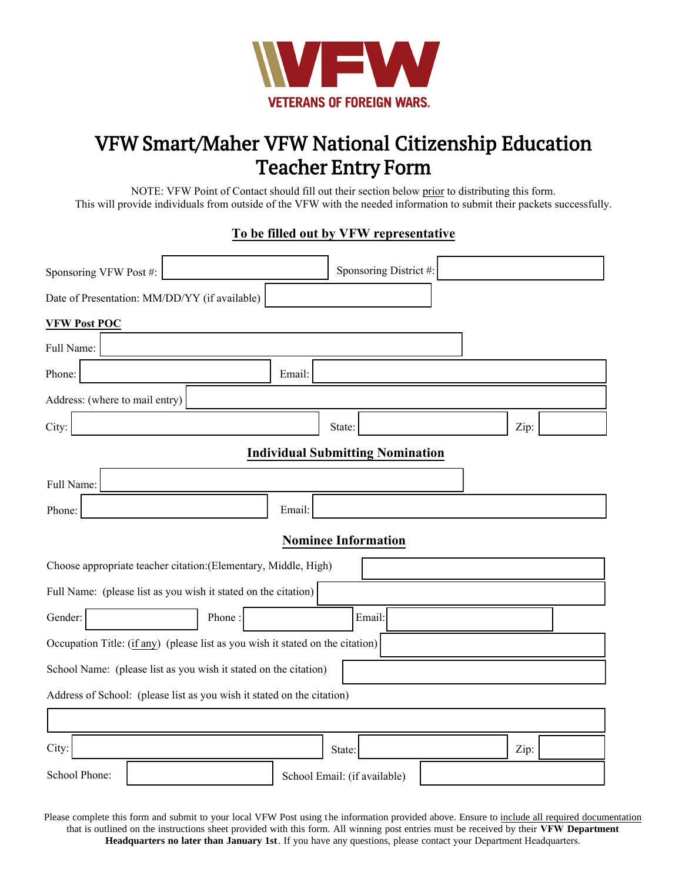VFW

VETERANS OF FOREIGN WARS.

# VFW Smart/Maher VFW National Citizenship Education Teacher Entry Form

NOTE: VFW Point of Contact should fill out their section below prior to distributing this form. This will provide individuals from outside of the VFW with the needed information to submit their packets successfully.

## To be filled out by VFW representative

Sponsoring VFW Post #: ____________ Sponsoring District #: ____________

Date of Presentation: MM/DD/YY (if available) ____________

**VFW Post POC**

Full Name: ____________

Phone: ____________ Email: ____________

Address: (where to mail entry) ____________

City: ____________ State: ____________ Zip: ____________

## Individual Submitting Nomination

Full Name: ____________

Phone: ____________ Email: ____________

## Nominee Information

Choose appropriate teacher citation:(Elementary, Middle, High) ____________

Full Name: (please list as you wish it stated on the citation) ____________

Gender: ____________ Phone : ____________ Email: ____________

Occupation Title: (if any) (please list as you wish it stated on the citation) ____________

School Name: (please list as you wish it stated on the citation) ____________

Address of School: (please list as you wish it stated on the citation)

____________

City: ____________ State: ____________ Zip: ____________

School Phone: ____________ School Email: (if available) ____________

Please complete this form and submit to your local VFW Post using the information provided above. Ensure to include all required documentation that is outlined on the instructions sheet provided with this form. All winning post entries must be received by their **VFW Department Headquarters no later than January 1st**. If you have any questions, please contact your Department Headquarters.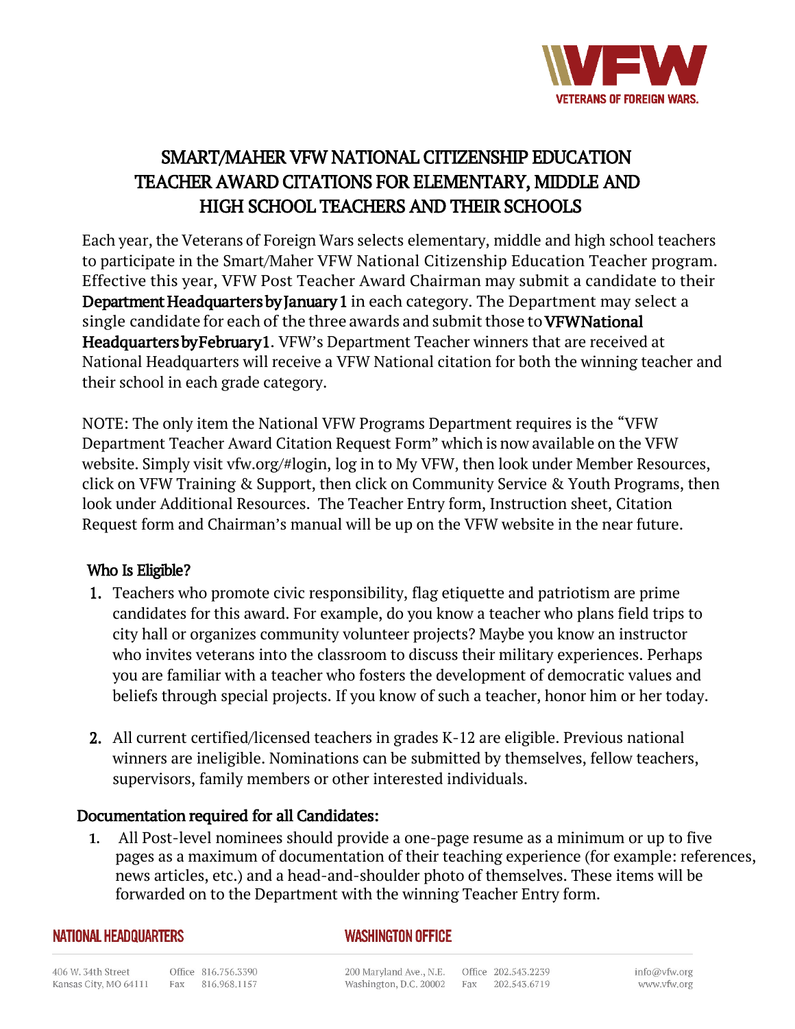# SMART/MAHER VFW NATIONAL CITIZENSHIP EDUCATION TEACHER AWARD CITATIONS FOR ELEMENTARY, MIDDLE AND HIGH SCHOOL TEACHERS AND THEIR SCHOOLS

Each year, the Veterans of Foreign Wars selects elementary, middle and high school teachers to participate in the Smart/Maher VFW National Citizenship Education Teacher program. Effective this year, VFW Post Teacher Award Chairman may submit a candidate to their **Department Headquarters by January 1** in each category. The Department may select a single candidate for each of the three awards and submit those to **VFW National Headquarters by February 1**. VFW's Department Teacher winners that are received at National Headquarters will receive a VFW National citation for both the winning teacher and their school in each grade category.

NOTE: The only item the National VFW Programs Department requires is the "VFW Department Teacher Award Citation Request Form" which is now available on the VFW website. Simply visit vfw.org/#login, log in to My VFW, then look under Member Resources, click on VFW Training & Support, then click on Community Service & Youth Programs, then look under Additional Resources. The Teacher Entry form, Instruction sheet, Citation Request form and Chairman's manual will be up on the VFW website in the near future.

## Who Is Eligible?

1. Teachers who promote civic responsibility, flag etiquette and patriotism are prime candidates for this award. For example, do you know a teacher who plans field trips to city hall or organizes community volunteer projects? Maybe you know an instructor who invites veterans into the classroom to discuss their military experiences. Perhaps you are familiar with a teacher who fosters the development of democratic values and beliefs through special projects. If you know of such a teacher, honor him or her today.

2. All current certified/licensed teachers in grades K-12 are eligible. Previous national winners are ineligible. Nominations can be submitted by themselves, fellow teachers, supervisors, family members or other interested individuals.

## Documentation required for all Candidates:

1. All Post-level nominees should provide a one-page resume as a minimum or up to five pages as a maximum of documentation of their teaching experience (for example: references, news articles, etc.) and a head-and-shoulder photo of themselves. These items will be forwarded on to the Department with the winning Teacher Entry form.